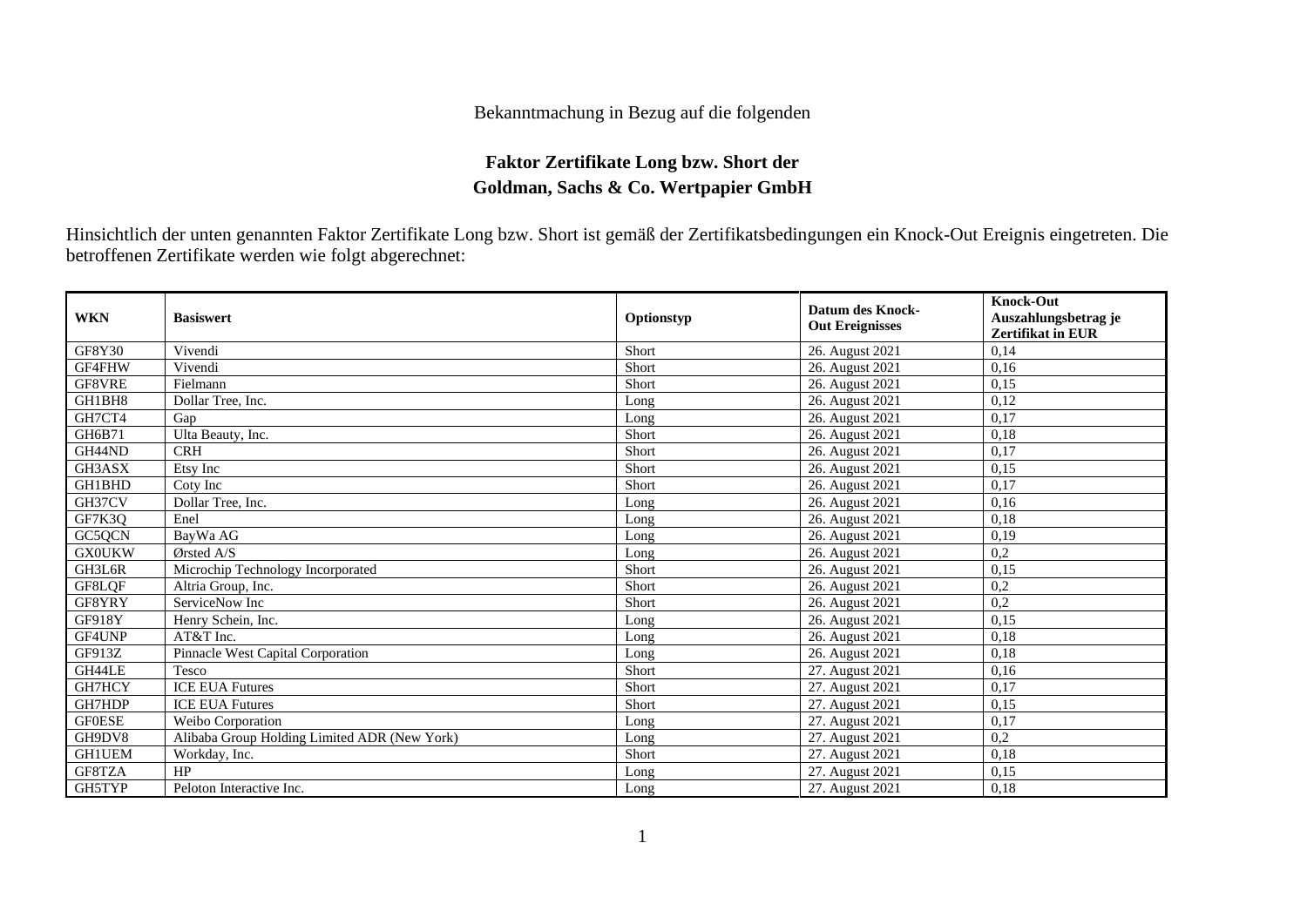Bekanntmachung in Bezug auf die folgenden

## Faktor Zertifikate Long bzw. Short der Goldman, Sachs & Co. Wertpapier GmbH

Hinsichtlich der unten genannten Faktor Zertifikate Long bzw. Short ist gemäß der Zertifikatsbedingungen ein Knock-Out Ereignis eingetreten. Die betroffenen Zertifikate werden wie folgt abgerechnet:

| WKN | Basiswert | Optionstyp | Datum des Knock-Out Ereignisses | Knock-Out Auszahlungsbetrag je Zertifikat in EUR |
|---|---|---|---|---|
| GF8Y30 | Vivendi | Short | 26. August 2021 | 0,14 |
| GF4FHW | Vivendi | Short | 26. August 2021 | 0,16 |
| GF8VRE | Fielmann | Short | 26. August 2021 | 0,15 |
| GH1BH8 | Dollar Tree, Inc. | Long | 26. August 2021 | 0,12 |
| GH7CT4 | Gap | Long | 26. August 2021 | 0,17 |
| GH6B71 | Ulta Beauty, Inc. | Short | 26. August 2021 | 0,18 |
| GH44ND | CRH | Short | 26. August 2021 | 0,17 |
| GH3ASX | Etsy Inc | Short | 26. August 2021 | 0,15 |
| GH1BHD | Coty Inc | Short | 26. August 2021 | 0,17 |
| GH37CV | Dollar Tree, Inc. | Long | 26. August 2021 | 0,16 |
| GF7K3Q | Enel | Long | 26. August 2021 | 0,18 |
| GC5QCN | BayWa AG | Long | 26. August 2021 | 0,19 |
| GX0UKW | Ørsted A/S | Long | 26. August 2021 | 0,2 |
| GH3L6R | Microchip Technology Incorporated | Short | 26. August 2021 | 0,15 |
| GF8LQF | Altria Group, Inc. | Short | 26. August 2021 | 0,2 |
| GF8YRY | ServiceNow Inc | Short | 26. August 2021 | 0,2 |
| GF918Y | Henry Schein, Inc. | Long | 26. August 2021 | 0,15 |
| GF4UNP | AT&T Inc. | Long | 26. August 2021 | 0,18 |
| GF913Z | Pinnacle West Capital Corporation | Long | 26. August 2021 | 0,18 |
| GH44LE | Tesco | Short | 27. August 2021 | 0,16 |
| GH7HCY | ICE EUA Futures | Short | 27. August 2021 | 0,17 |
| GH7HDP | ICE EUA Futures | Short | 27. August 2021 | 0,15 |
| GF0ESE | Weibo Corporation | Long | 27. August 2021 | 0,17 |
| GH9DV8 | Alibaba Group Holding Limited ADR (New York) | Long | 27. August 2021 | 0,2 |
| GH1UEM | Workday, Inc. | Short | 27. August 2021 | 0,18 |
| GF8TZA | HP | Long | 27. August 2021 | 0,15 |
| GH5TYP | Peloton Interactive Inc. | Long | 27. August 2021 | 0,18 |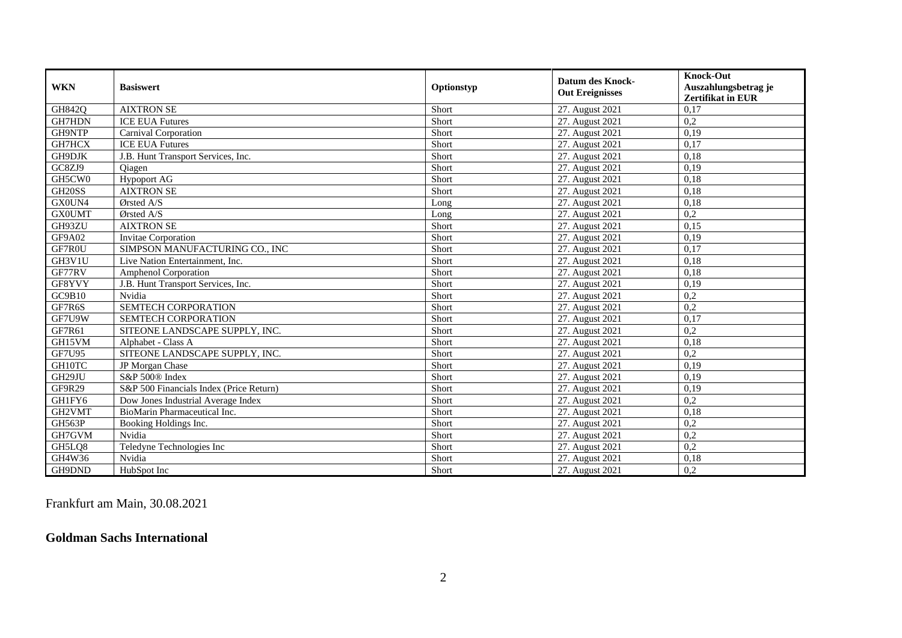| WKN | Basiswert | Optionstyp | Datum des Knock-Out Ereignisses | Knock-Out Auszahlungsbetrag je Zertifikat in EUR |
|---|---|---|---|---|
| GH842Q | AIXTRON SE | Short | 27. August 2021 | 0,17 |
| GH7HDN | ICE EUA Futures | Short | 27. August 2021 | 0,2 |
| GH9NTP | Carnival Corporation | Short | 27. August 2021 | 0,19 |
| GH7HCX | ICE EUA Futures | Short | 27. August 2021 | 0,17 |
| GH9DJK | J.B. Hunt Transport Services, Inc. | Short | 27. August 2021 | 0,18 |
| GC8ZJ9 | Qiagen | Short | 27. August 2021 | 0,19 |
| GH5CW0 | Hypoport AG | Short | 27. August 2021 | 0,18 |
| GH20SS | AIXTRON SE | Short | 27. August 2021 | 0,18 |
| GX0UN4 | Ørsted A/S | Long | 27. August 2021 | 0,18 |
| GX0UMT | Ørsted A/S | Long | 27. August 2021 | 0,2 |
| GH93ZU | AIXTRON SE | Short | 27. August 2021 | 0,15 |
| GF9A02 | Invitae Corporation | Short | 27. August 2021 | 0,19 |
| GF7R0U | SIMPSON MANUFACTURING CO., INC | Short | 27. August 2021 | 0,17 |
| GH3V1U | Live Nation Entertainment, Inc. | Short | 27. August 2021 | 0,18 |
| GF77RV | Amphenol Corporation | Short | 27. August 2021 | 0,18 |
| GF8YVY | J.B. Hunt Transport Services, Inc. | Short | 27. August 2021 | 0,19 |
| GC9B10 | Nvidia | Short | 27. August 2021 | 0,2 |
| GF7R6S | SEMTECH CORPORATION | Short | 27. August 2021 | 0,2 |
| GF7U9W | SEMTECH CORPORATION | Short | 27. August 2021 | 0,17 |
| GF7R61 | SITEONE LANDSCAPE SUPPLY, INC. | Short | 27. August 2021 | 0,2 |
| GH15VM | Alphabet - Class A | Short | 27. August 2021 | 0,18 |
| GF7U95 | SITEONE LANDSCAPE SUPPLY, INC. | Short | 27. August 2021 | 0,2 |
| GH10TC | JP Morgan Chase | Short | 27. August 2021 | 0,19 |
| GH29JU | S&P 500® Index | Short | 27. August 2021 | 0,19 |
| GF9R29 | S&P 500 Financials Index (Price Return) | Short | 27. August 2021 | 0,19 |
| GH1FY6 | Dow Jones Industrial Average Index | Short | 27. August 2021 | 0,2 |
| GH2VMT | BioMarin Pharmaceutical Inc. | Short | 27. August 2021 | 0,18 |
| GH563P | Booking Holdings Inc. | Short | 27. August 2021 | 0,2 |
| GH7GVM | Nvidia | Short | 27. August 2021 | 0,2 |
| GH5LQ8 | Teledyne Technologies Inc | Short | 27. August 2021 | 0,2 |
| GH4W36 | Nvidia | Short | 27. August 2021 | 0,18 |
| GH9DND | HubSpot Inc | Short | 27. August 2021 | 0,2 |

Frankfurt am Main, 30.08.2021

**Goldman Sachs International**